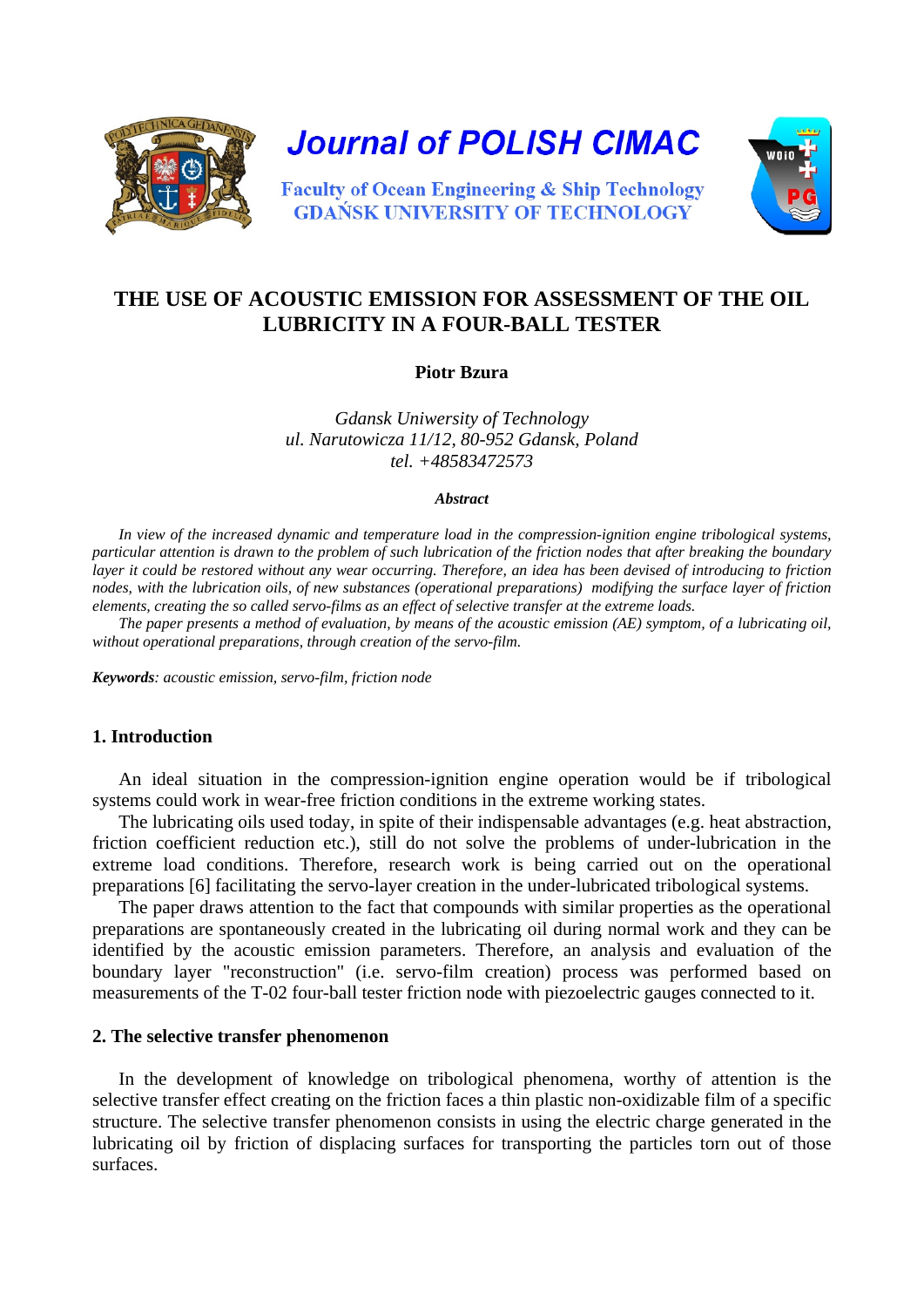# Journal of POLISH CIMAC

**Faculty of Ocean Engineering & Ship Technology**
**GDAŃSK UNIVERSITY OF TECHNOLOGY**

# THE USE OF ACOUSTIC EMISSION FOR ASSESSMENT OF THE OIL LUBRICITY IN A FOUR-BALL TESTER

**Piotr Bzura**

*Gdansk Uniwersity of Technology*
*ul. Narutowicza 11/12, 80-952 Gdansk, Poland*
*tel. +48583472573*

***Abstract***

*In view of the increased dynamic and temperature load in the compression-ignition engine tribological systems, particular attention is drawn to the problem of such lubrication of the friction nodes that after breaking the boundary layer it could be restored without any wear occurring. Therefore, an idea has been devised of introducing to friction nodes, with the lubrication oils, of new substances (operational preparations) modifying the surface layer of friction elements, creating the so called servo-films as an effect of selective transfer at the extreme loads.*

*The paper presents a method of evaluation, by means of the acoustic emission (AE) symptom, of a lubricating oil, without operational preparations, through creation of the servo-film.*

***Keywords****: acoustic emission, servo-film, friction node*

## 1. Introduction

An ideal situation in the compression-ignition engine operation would be if tribological systems could work in wear-free friction conditions in the extreme working states.

The lubricating oils used today, in spite of their indispensable advantages (e.g. heat abstraction, friction coefficient reduction etc.), still do not solve the problems of under-lubrication in the extreme load conditions. Therefore, research work is being carried out on the operational preparations [6] facilitating the servo-layer creation in the under-lubricated tribological systems.

The paper draws attention to the fact that compounds with similar properties as the operational preparations are spontaneously created in the lubricating oil during normal work and they can be identified by the acoustic emission parameters. Therefore, an analysis and evaluation of the boundary layer "reconstruction" (i.e. servo-film creation) process was performed based on measurements of the T-02 four-ball tester friction node with piezoelectric gauges connected to it.

## 2. The selective transfer phenomenon

In the development of knowledge on tribological phenomena, worthy of attention is the selective transfer effect creating on the friction faces a thin plastic non-oxidizable film of a specific structure. The selective transfer phenomenon consists in using the electric charge generated in the lubricating oil by friction of displacing surfaces for transporting the particles torn out of those surfaces.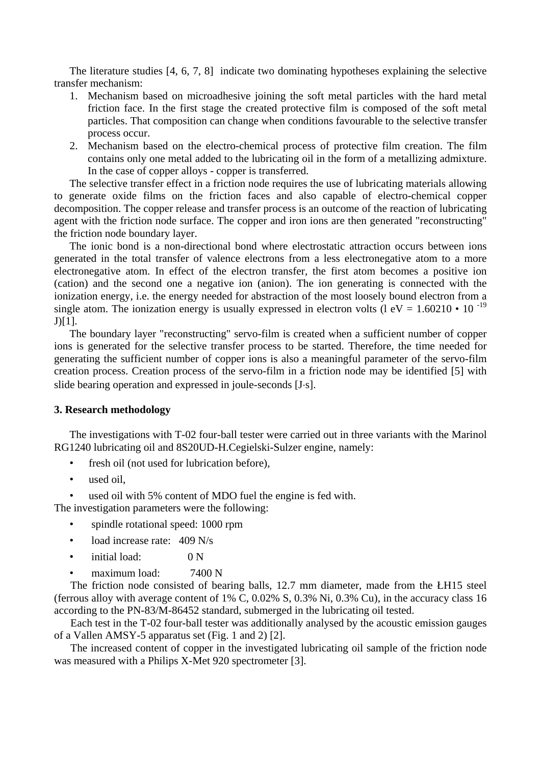The literature studies [4, 6, 7, 8] indicate two dominating hypotheses explaining the selective transfer mechanism:

1. Mechanism based on microadhesive joining the soft metal particles with the hard metal friction face. In the first stage the created protective film is composed of the soft metal particles. That composition can change when conditions favourable to the selective transfer process occur.
2. Mechanism based on the electro-chemical process of protective film creation. The film contains only one metal added to the lubricating oil in the form of a metallizing admixture. In the case of copper alloys - copper is transferred.

The selective transfer effect in a friction node requires the use of lubricating materials allowing to generate oxide films on the friction faces and also capable of electro-chemical copper decomposition. The copper release and transfer process is an outcome of the reaction of lubricating agent with the friction node surface. The copper and iron ions are then generated "reconstructing" the friction node boundary layer.

The ionic bond is a non-directional bond where electrostatic attraction occurs between ions generated in the total transfer of valence electrons from a less electronegative atom to a more electronegative atom. In effect of the electron transfer, the first atom becomes a positive ion (cation) and the second one a negative ion (anion). The ion generating is connected with the ionization energy, i.e. the energy needed for abstraction of the most loosely bound electron from a single atom. The ionization energy is usually expressed in electron volts (l eV = $1.60210 \cdot 10^{-19}$ J)[1].

The boundary layer "reconstructing" servo-film is created when a sufficient number of copper ions is generated for the selective transfer process to be started. Therefore, the time needed for generating the sufficient number of copper ions is also a meaningful parameter of the servo-film creation process. Creation process of the servo-film in a friction node may be identified [5] with slide bearing operation and expressed in joule-seconds [J·s].

### 3. Research methodology

The investigations with T-02 four-ball tester were carried out in three variants with the Marinol RG1240 lubricating oil and 8S20UD-H.Cegielski-Sulzer engine, namely:

- fresh oil (not used for lubrication before),
- used oil,
- used oil with 5% content of MDO fuel the engine is fed with.

The investigation parameters were the following:

- spindle rotational speed: 1000 rpm
- load increase rate: 409 N/s
- initial load: 0 N
- maximum load: 7400 N

The friction node consisted of bearing balls, 12.7 mm diameter, made from the ŁH15 steel (ferrous alloy with average content of 1% C, 0.02% S, 0.3% Ni, 0.3% Cu), in the accuracy class 16 according to the PN-83/M-86452 standard, submerged in the lubricating oil tested.

Each test in the T-02 four-ball tester was additionally analysed by the acoustic emission gauges of a Vallen AMSY-5 apparatus set (Fig. 1 and 2) [2].

The increased content of copper in the investigated lubricating oil sample of the friction node was measured with a Philips X-Met 920 spectrometer [3].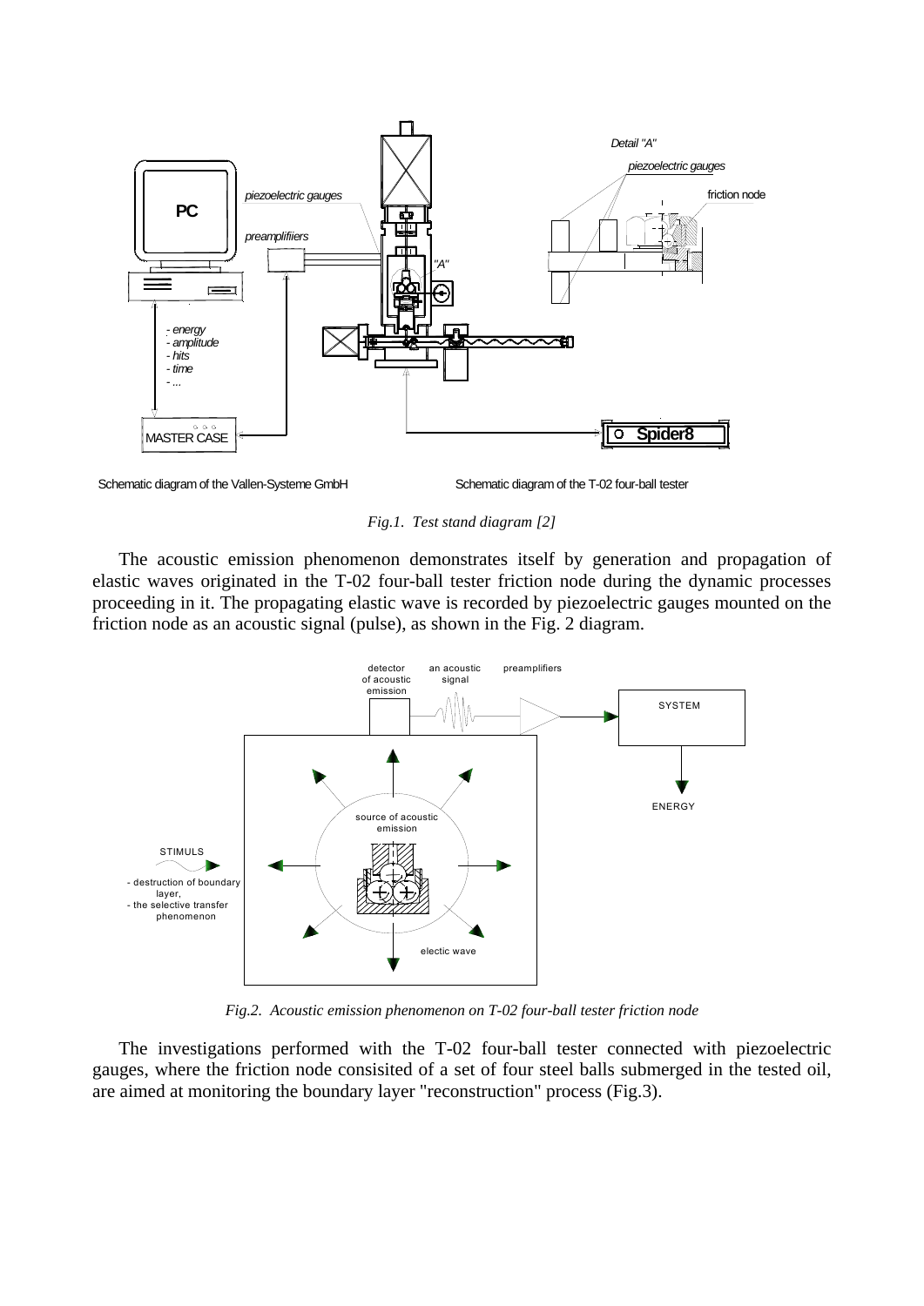PC

piezoelectric gauges

preamplifiiers

"A"

Detail "A"

piezoelectric gauges

friction node

- energy
- amplitude
- hits
- time
- ...

MASTER CASE

Spider8

Schematic diagram of the Vallen-Systeme GmbH

Schematic diagram of the T-02 four-ball tester

*Fig.1. Test stand diagram [2]*

The acoustic emission phenomenon demonstrates itself by generation and propagation of elastic waves originated in the T-02 four-ball tester friction node during the dynamic processes proceeding in it. The propagating elastic wave is recorded by piezoelectric gauges mounted on the friction node as an acoustic signal (pulse), as shown in the Fig. 2 diagram.

detector of acoustic emission

an acoustic signal

preamplifiers

SYSTEM

ENERGY

source of acoustic emission

STIMULS

- destruction of boundary layer,
- the selective transfer phenomenon

electic wave

*Fig.2. Acoustic emission phenomenon on T-02 four-ball tester friction node*

The investigations performed with the T-02 four-ball tester connected with piezoelectric gauges, where the friction node consisited of a set of four steel balls submerged in the tested oil, are aimed at monitoring the boundary layer "reconstruction" process (Fig.3).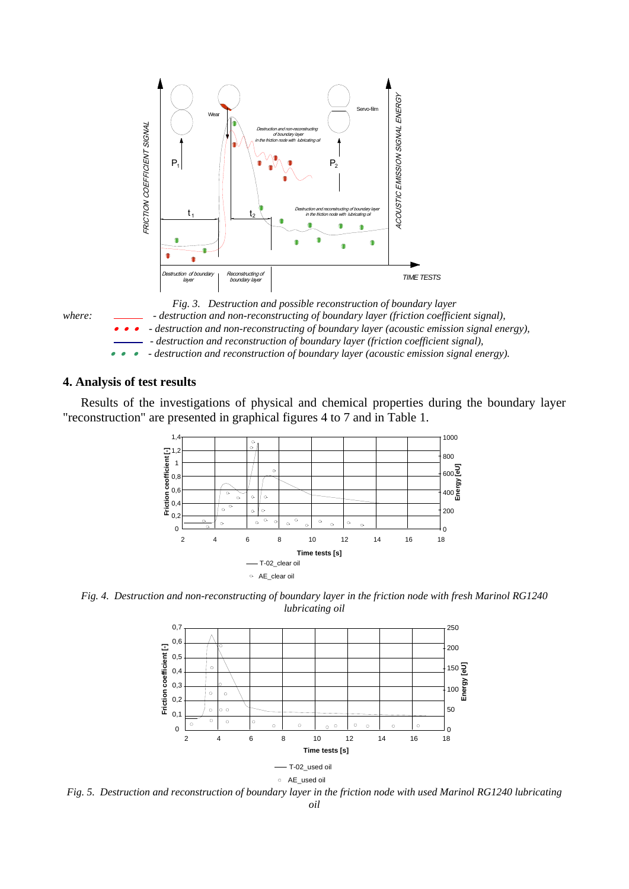FRICTION COEFFICIENT SIGNAL

ACOUSTIC EMISSION SIGNAL ENERGY

Wear

Servo-film

Destruction and non-reconstructing of boundary layer in the friction node with lubricating oil

Destruction and reconstructing of boundary layer in the friction node with lubricating oil

$P_1$

$P_2$

$t_1$

$t_2$

Destruction of boundary layer

Reconstructing of boundary layer

TIME TESTS

*Fig. 3. Destruction and possible reconstruction of boundary layer*

*where:* ——— *- destruction and non-reconstructing of boundary layer (friction coefficient signal),*
*• • • - destruction and non-reconstructing of boundary layer (acoustic emission signal energy),*
——— *- destruction and reconstruction of boundary layer (friction coefficient signal),*
*• • • - destruction and reconstruction of boundary layer (acoustic emission signal energy).*

## 4. Analysis of test results

Results of the investigations of physical and chemical properties during the boundary layer "reconstruction" are presented in graphical figures 4 to 7 and in Table 1.

Friction ceofficient [-]

1,4
1,2
1
0,8
0,6
0,4
0,2
0

Energy [eU]

1000
800
600
400
200
0

2 4 6 8 10 12 14 16 18

Time tests [s]

—— T-02_clear oil

○ AE_clear oil

*Fig. 4. Destruction and non-reconstructing of boundary layer in the friction node with fresh Marinol RG1240 lubricating oil*

Friction coefficient [-]

0,7
0,6
0,5
0,4
0,3
0,2
0,1
0

Energy [eU]

250
200
150
100
50
0

2 4 6 8 10 12 14 16 18

Time tests [s]

—— T-02_used oil

○ AE_used oil

*Fig. 5. Destruction and reconstruction of boundary layer in the friction node with used Marinol RG1240 lubricating oil*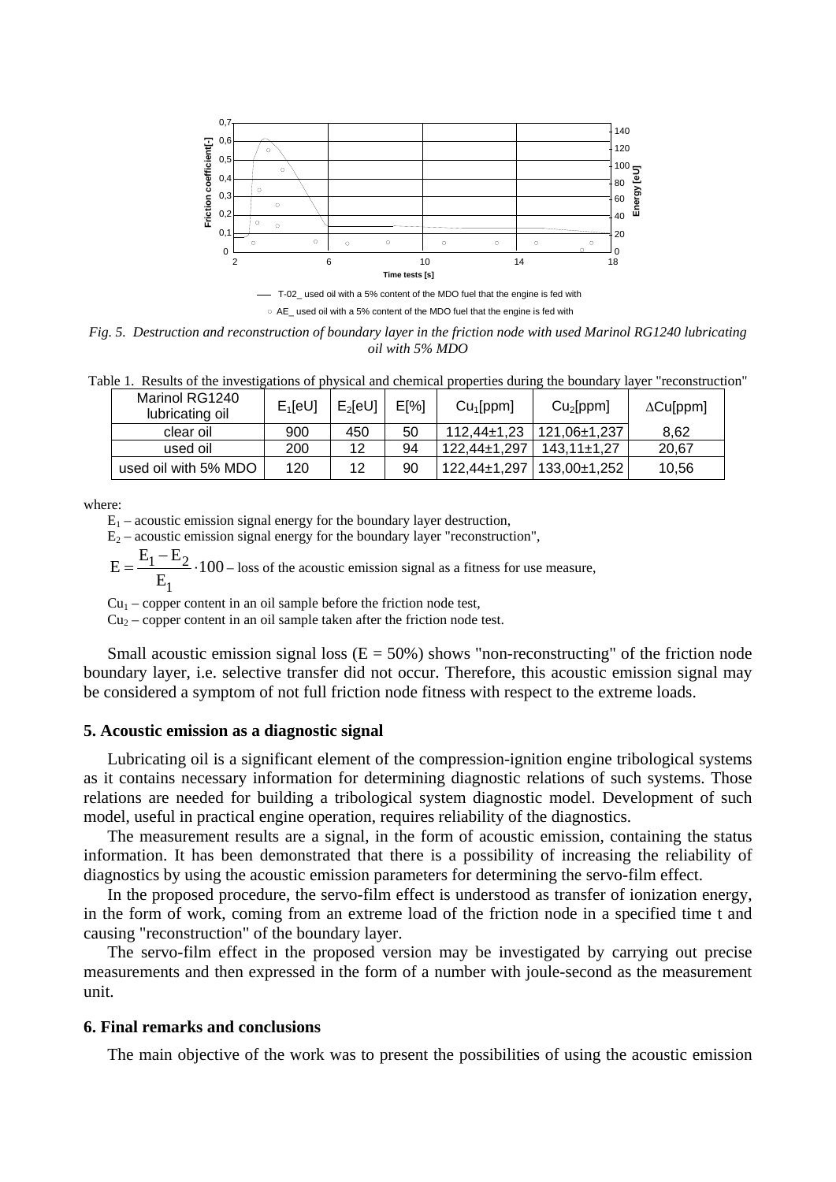0,7
0,6
0,5
0,4
0,3
0,2
0,1
0
Friction coefficient[-]
140
120
100
80
60
40
20
0
Energy [eU]
2 6 10 14 18
Time tests [s]

T-02_ used oil with a 5% content of the MDO fuel that the engine is fed with

AE_ used oil with a 5% content of the MDO fuel that the engine is fed with

*Fig. 5. Destruction and reconstruction of boundary layer in the friction node with used Marinol RG1240 lubricating oil with 5% MDO*

Table 1. Results of the investigations of physical and chemical properties during the boundary layer "reconstruction"

| Marinol RG1240 lubricating oil | $E_1$[eU] | $E_2$[eU] | E[%] | $Cu_1$[ppm] | $Cu_2$[ppm] | ∆Cu[ppm] |
|---|---|---|---|---|---|---|
| clear oil | 900 | 450 | 50 | 112,44±1,23 | 121,06±1,237 | 8,62 |
| used oil | 200 | 12 | 94 | 122,44±1,297 | 143,11±1,27 | 20,67 |
| used oil with 5% MDO | 120 | 12 | 90 | 122,44±1,297 | 133,00±1,252 | 10,56 |

where:

$E_1$ – acoustic emission signal energy for the boundary layer destruction,

$E_2$ – acoustic emission signal energy for the boundary layer "reconstruction",

$E = \frac{E_1 - E_2}{E_1} \cdot 100$ – loss of the acoustic emission signal as a fitness for use measure,

$Cu_1$ – copper content in an oil sample before the friction node test,

$Cu_2$ – copper content in an oil sample taken after the friction node test.

Small acoustic emission signal loss (E = 50%) shows "non-reconstructing" of the friction node boundary layer, i.e. selective transfer did not occur. Therefore, this acoustic emission signal may be considered a symptom of not full friction node fitness with respect to the extreme loads.

## 5. Acoustic emission as a diagnostic signal

Lubricating oil is a significant element of the compression-ignition engine tribological systems as it contains necessary information for determining diagnostic relations of such systems. Those relations are needed for building a tribological system diagnostic model. Development of such model, useful in practical engine operation, requires reliability of the diagnostics.

The measurement results are a signal, in the form of acoustic emission, containing the status information. It has been demonstrated that there is a possibility of increasing the reliability of diagnostics by using the acoustic emission parameters for determining the servo-film effect.

In the proposed procedure, the servo-film effect is understood as transfer of ionization energy, in the form of work, coming from an extreme load of the friction node in a specified time t and causing "reconstruction" of the boundary layer.

The servo-film effect in the proposed version may be investigated by carrying out precise measurements and then expressed in the form of a number with joule-second as the measurement unit.

## 6. Final remarks and conclusions

The main objective of the work was to present the possibilities of using the acoustic emission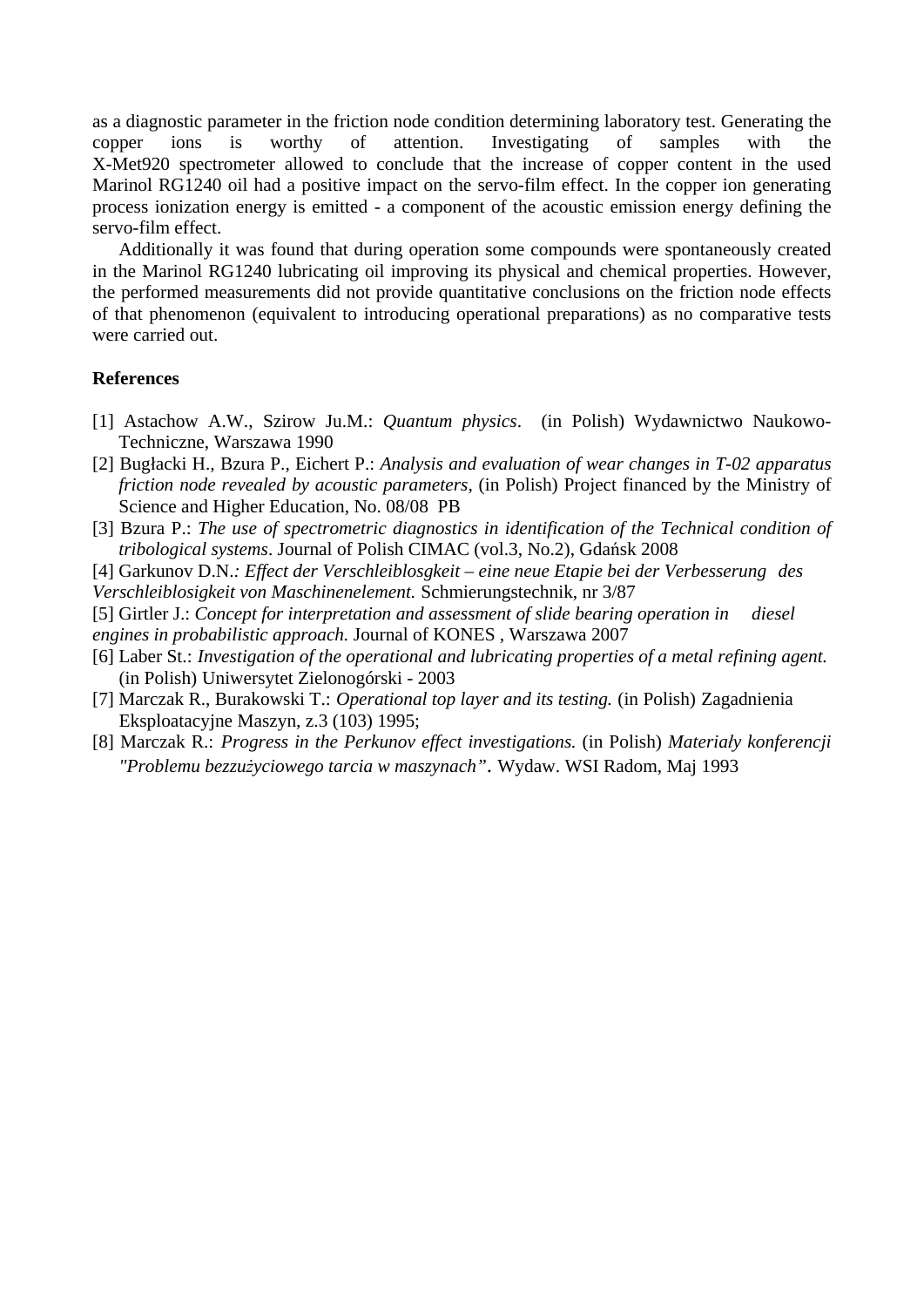as a diagnostic parameter in the friction node condition determining laboratory test. Generating the copper ions is worthy of attention. Investigating of samples with the X-Met920 spectrometer allowed to conclude that the increase of copper content in the used Marinol RG1240 oil had a positive impact on the servo-film effect. In the copper ion generating process ionization energy is emitted - a component of the acoustic emission energy defining the servo-film effect.

Additionally it was found that during operation some compounds were spontaneously created in the Marinol RG1240 lubricating oil improving its physical and chemical properties. However, the performed measurements did not provide quantitative conclusions on the friction node effects of that phenomenon (equivalent to introducing operational preparations) as no comparative tests were carried out.

## References

[1] Astachow A.W., Szirow Ju.M.: *Quantum physics*. (in Polish) Wydawnictwo Naukowo-Techniczne, Warszawa 1990

[2] Bugłacki H., Bzura P., Eichert P.: *Analysis and evaluation of wear changes in T-02 apparatus friction node revealed by acoustic parameters*, (in Polish) Project financed by the Ministry of Science and Higher Education, No. 08/08 PB

[3] Bzura P.: *The use of spectrometric diagnostics in identification of the Technical condition of tribological systems*. Journal of Polish CIMAC (vol.3, No.2), Gdańsk 2008

[4] Garkunov D.N.: *Effect der Verschleiblosgkeit – eine neue Etapie bei der Verbesserung des Verschleiblosigkeit von Maschinenelement.* Schmierungstechnik, nr 3/87

[5] Girtler J.: *Concept for interpretation and assessment of slide bearing operation in diesel engines in probabilistic approach.* Journal of KONES , Warszawa 2007

[6] Laber St.: *Investigation of the operational and lubricating properties of a metal refining agent.* (in Polish) Uniwersytet Zielonogórski - 2003

[7] Marczak R., Burakowski T.: *Operational top layer and its testing.* (in Polish) Zagadnienia Eksploatacyjne Maszyn, z.3 (103) 1995;

[8] Marczak R.: *Progress in the Perkunov effect investigations.* (in Polish) *Materiały konferencji "Problemu bezzużyciowego tarcia w maszynach"*. Wydaw. WSI Radom, Maj 1993